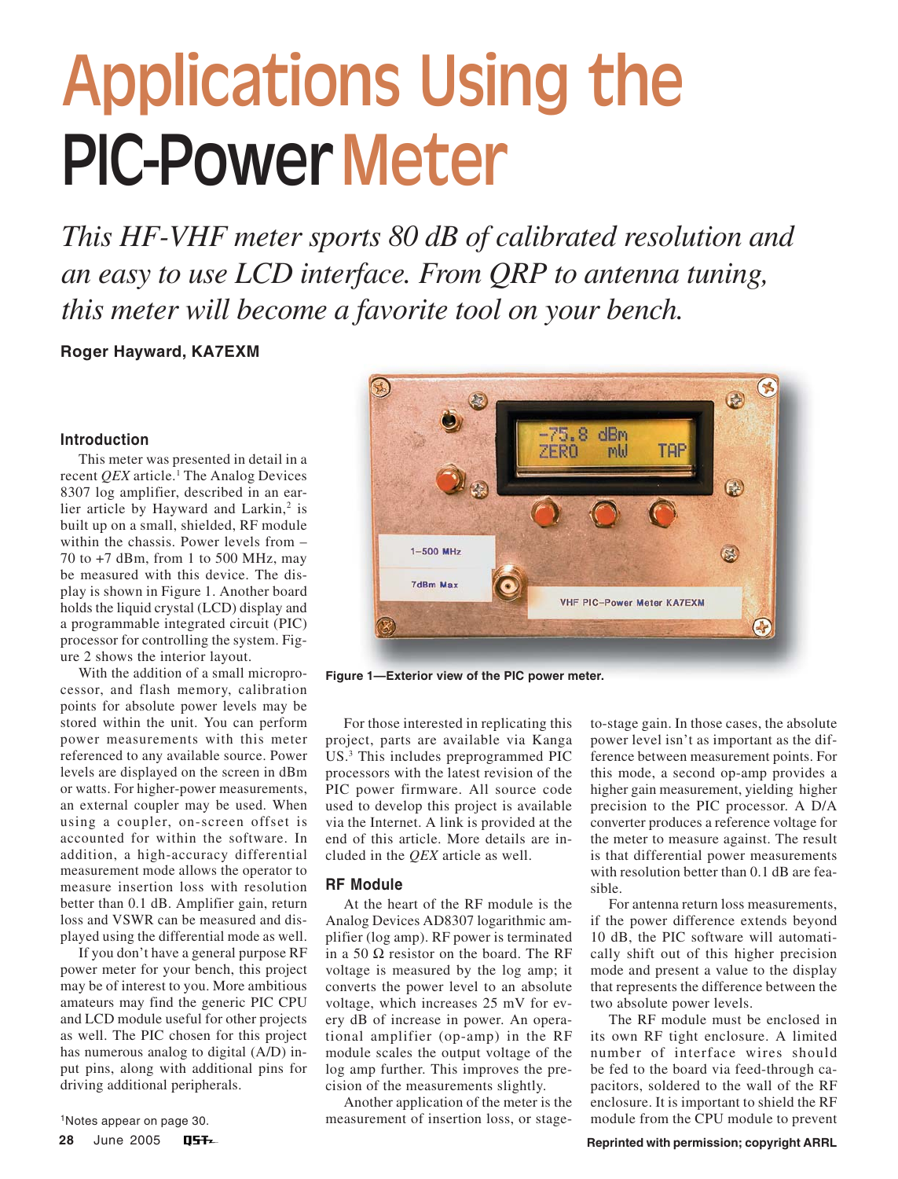# Applications Using the PIC-Power Meter

*This HF-VHF meter sports 80 dB of calibrated resolution and an easy to use LCD interface. From QRP to antenna tuning, this meter will become a favorite tool on your bench.*

**Roger Hayward, KA7EXM**

### Introduction

This meter was presented in detail in a recent *QEX* article.[1] The Analog Devices 8307 log amplifier, described in an earlier article by Hayward and Larkin,[2] is built up on a small, shielded, RF module within the chassis. Power levels from –70 to +7 dBm, from 1 to 500 MHz, may be measured with this device. The display is shown in Figure 1. Another board holds the liquid crystal (LCD) display and a programmable integrated circuit (PIC) processor for controlling the system. Figure 2 shows the interior layout.

With the addition of a small microprocessor, and flash memory, calibration points for absolute power levels may be stored within the unit. You can perform power measurements with this meter referenced to any available source. Power levels are displayed on the screen in dBm or watts. For higher-power measurements, an external coupler may be used. When using a coupler, on-screen offset is accounted for within the software. In addition, a high-accuracy differential measurement mode allows the operator to measure insertion loss with resolution better than 0.1 dB. Amplifier gain, return loss and VSWR can be measured and displayed using the differential mode as well.

If you don't have a general purpose RF power meter for your bench, this project may be of interest to you. More ambitious amateurs may find the generic PIC CPU and LCD module useful for other projects as well. The PIC chosen for this project has numerous analog to digital (A/D) input pins, along with additional pins for driving additional peripherals.

Figure 1—Exterior view of the PIC power meter.

For those interested in replicating this project, parts are available via Kanga US.[3] This includes preprogrammed PIC processors with the latest revision of the PIC power firmware. All source code used to develop this project is available via the Internet. A link is provided at the end of this article. More details are included in the *QEX* article as well.

### RF Module

At the heart of the RF module is the Analog Devices AD8307 logarithmic amplifier (log amp). RF power is terminated in a 50 Ω resistor on the board. The RF voltage is measured by the log amp; it converts the power level to an absolute voltage, which increases 25 mV for every dB of increase in power. An operational amplifier (op-amp) in the RF module scales the output voltage of the log amp further. This improves the precision of the measurements slightly.

Another application of the meter is the measurement of insertion loss, or stage-to-stage gain. In those cases, the absolute power level isn't as important as the difference between measurement points. For this mode, a second op-amp provides a higher gain measurement, yielding higher precision to the PIC processor. A D/A converter produces a reference voltage for the meter to measure against. The result is that differential power measurements with resolution better than 0.1 dB are feasible.

For antenna return loss measurements, if the power difference extends beyond 10 dB, the PIC software will automatically shift out of this higher precision mode and present a value to the display that represents the difference between the two absolute power levels.

The RF module must be enclosed in its own RF tight enclosure. A limited number of interface wires should be fed to the board via feed-through capacitors, soldered to the wall of the RF enclosure. It is important to shield the RF module from the CPU module to prevent

[1]Notes appear on page 30.

Reprinted with permission; copyright ARRL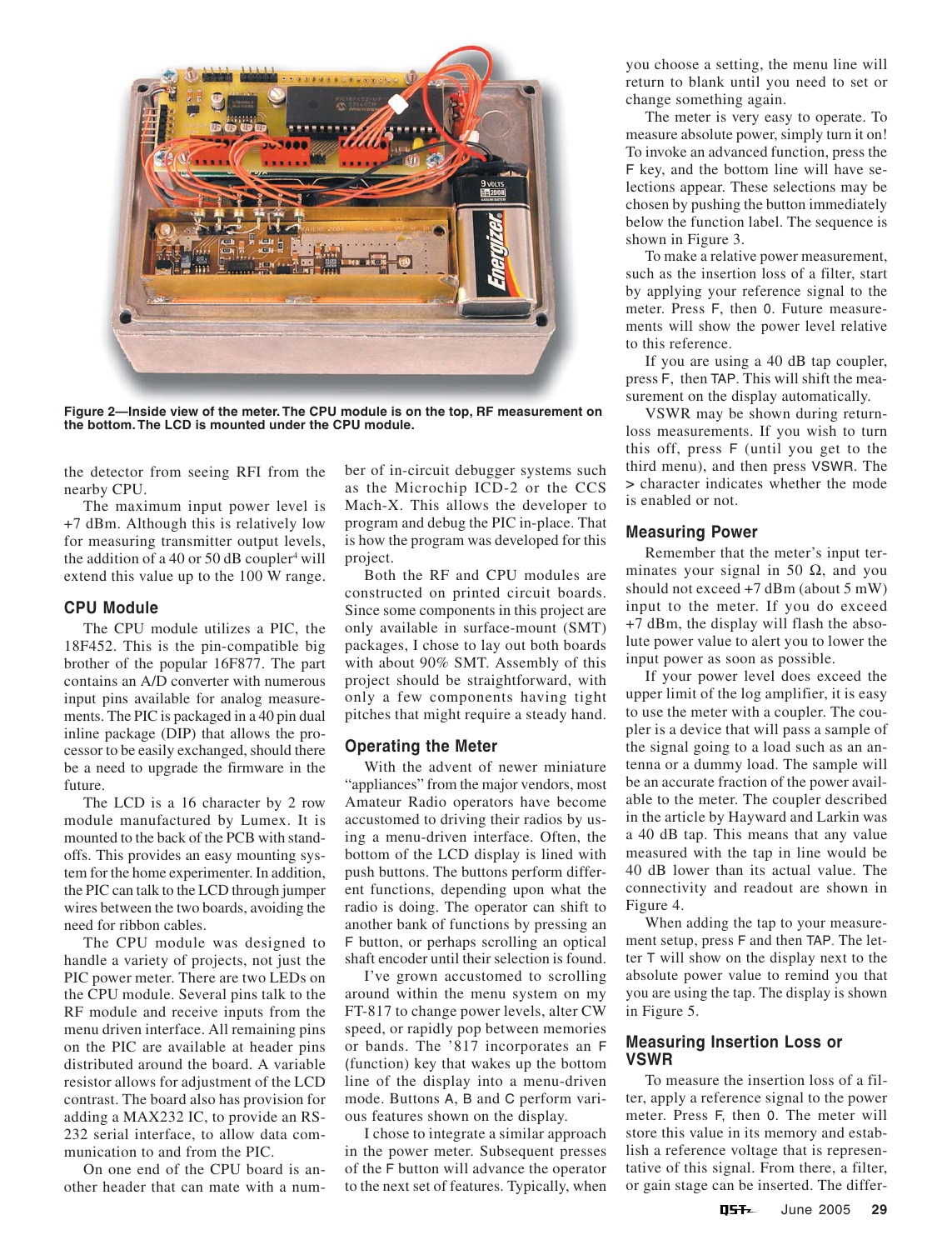**Figure 2—Inside view of the meter. The CPU module is on the top, RF measurement on the bottom. The LCD is mounted under the CPU module.**

the detector from seeing RFI from the nearby CPU.

The maximum input power level is +7 dBm. Although this is relatively low for measuring transmitter output levels, the addition of a 40 or 50 dB coupler[4] will extend this value up to the 100 W range.

### CPU Module

The CPU module utilizes a PIC, the 18F452. This is the pin-compatible big brother of the popular 16F877. The part contains an A/D converter with numerous input pins available for analog measurements. The PIC is packaged in a 40 pin dual inline package (DIP) that allows the processor to be easily exchanged, should there be a need to upgrade the firmware in the future.

The LCD is a 16 character by 2 row module manufactured by Lumex. It is mounted to the back of the PCB with standoffs. This provides an easy mounting system for the home experimenter. In addition, the PIC can talk to the LCD through jumper wires between the two boards, avoiding the need for ribbon cables.

The CPU module was designed to handle a variety of projects, not just the PIC power meter. There are two LEDs on the CPU module. Several pins talk to the RF module and receive inputs from the menu driven interface. All remaining pins on the PIC are available at header pins distributed around the board. A variable resistor allows for adjustment of the LCD contrast. The board also has provision for adding a MAX232 IC, to provide an RS-232 serial interface, to allow data communication to and from the PIC.

On one end of the CPU board is another header that can mate with a number of in-circuit debugger systems such as the Microchip ICD-2 or the CCS Mach-X. This allows the developer to program and debug the PIC in-place. That is how the program was developed for this project.

Both the RF and CPU modules are constructed on printed circuit boards. Since some components in this project are only available in surface-mount (SMT) packages, I chose to lay out both boards with about 90% SMT. Assembly of this project should be straightforward, with only a few components having tight pitches that might require a steady hand.

### Operating the Meter

With the advent of newer miniature "appliances" from the major vendors, most Amateur Radio operators have become accustomed to driving their radios by using a menu-driven interface. Often, the bottom of the LCD display is lined with push buttons. The buttons perform different functions, depending upon what the radio is doing. The operator can shift to another bank of functions by pressing an F button, or perhaps scrolling an optical shaft encoder until their selection is found.

I've grown accustomed to scrolling around within the menu system on my FT-817 to change power levels, alter CW speed, or rapidly pop between memories or bands. The '817 incorporates an F (function) key that wakes up the bottom line of the display into a menu-driven mode. Buttons A, B and C perform various features shown on the display.

I chose to integrate a similar approach in the power meter. Subsequent presses of the F button will advance the operator to the next set of features. Typically, when you choose a setting, the menu line will return to blank until you need to set or change something again.

The meter is very easy to operate. To measure absolute power, simply turn it on! To invoke an advanced function, press the F key, and the bottom line will have selections appear. These selections may be chosen by pushing the button immediately below the function label. The sequence is shown in Figure 3.

To make a relative power measurement, such as the insertion loss of a filter, start by applying your reference signal to the meter. Press F, then 0. Future measurements will show the power level relative to this reference.

If you are using a 40 dB tap coupler, press F, then TAP. This will shift the measurement on the display automatically.

VSWR may be shown during return-loss measurements. If you wish to turn this off, press F (until you get to the third menu), and then press VSWR. The > character indicates whether the mode is enabled or not.

### Measuring Power

Remember that the meter's input terminates your signal in 50 Ω, and you should not exceed +7 dBm (about 5 mW) input to the meter. If you do exceed +7 dBm, the display will flash the absolute power value to alert you to lower the input power as soon as possible.

If your power level does exceed the upper limit of the log amplifier, it is easy to use the meter with a coupler. The coupler is a device that will pass a sample of the signal going to a load such as an antenna or a dummy load. The sample will be an accurate fraction of the power available to the meter. The coupler described in the article by Hayward and Larkin was a 40 dB tap. This means that any value measured with the tap in line would be 40 dB lower than its actual value. The connectivity and readout are shown in Figure 4.

When adding the tap to your measurement setup, press F and then TAP. The letter T will show on the display next to the absolute power value to remind you that you are using the tap. The display is shown in Figure 5.

### Measuring Insertion Loss or VSWR

To measure the insertion loss of a filter, apply a reference signal to the power meter. Press F, then 0. The meter will store this value in its memory and establish a reference voltage that is representative of this signal. From there, a filter, or gain stage can be inserted. The differ-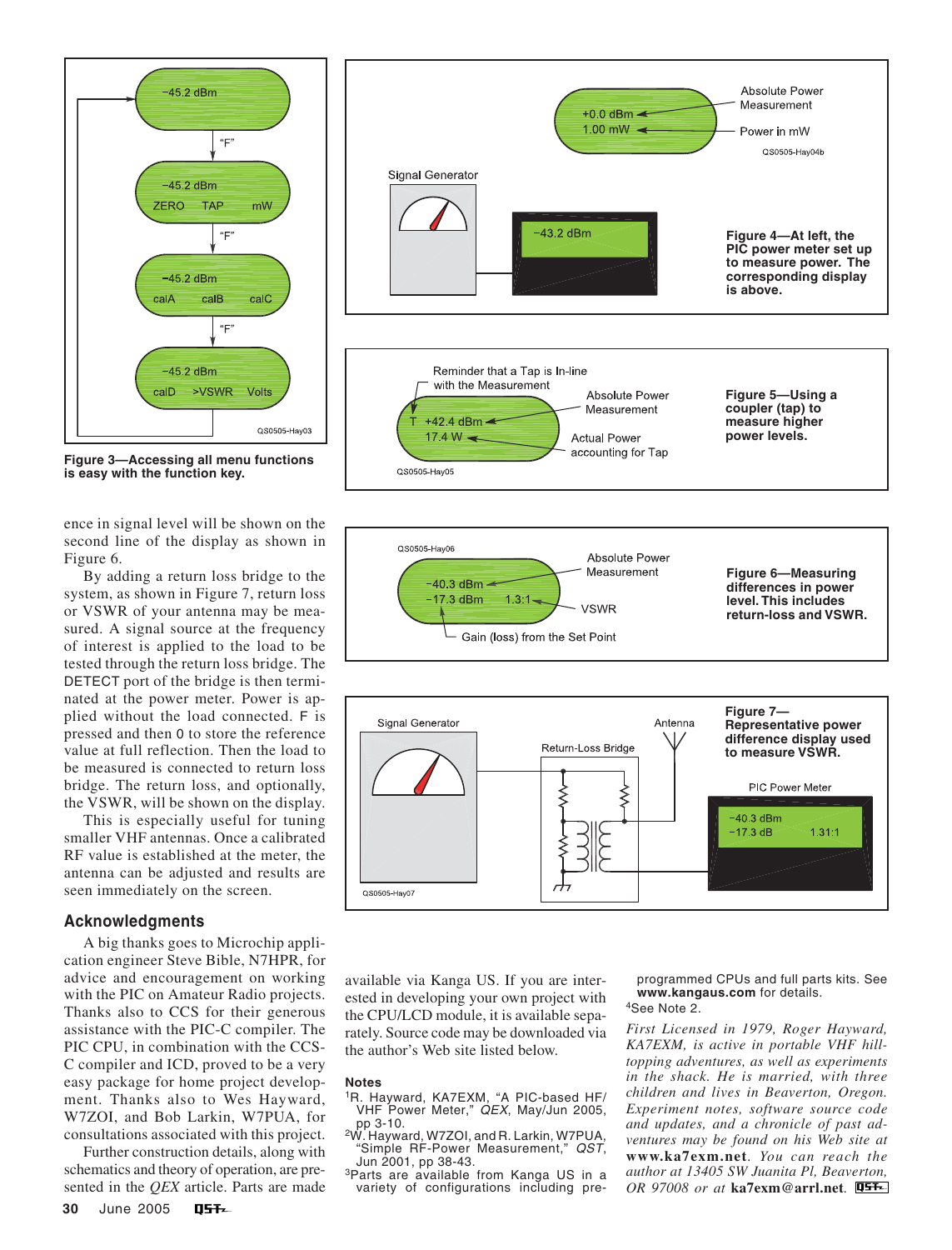−45.2 dBm

"F"

−45.2 dBm
ZERO TAP mW

"F"

−45.2 dBm
calA calB calC

"F"

−45.2 dBm
calD >VSWR Volts

QS0505-Hay03

**Figure 3—Accessing all menu functions is easy with the function key.**

+0.0 dBm
1.00 mW

Absolute Power Measurement

Power in mW

QS0505-Hay04b

Signal Generator

−43.2 dBm

**Figure 4—At left, the PIC power meter set up to measure power. The corresponding display is above.**

Reminder that a Tap is In-line with the Measurement

T +42.4 dBm
17.4 W

Absolute Power Measurement

Actual Power accounting for Tap

QS0505-Hay05

**Figure 5—Using a coupler (tap) to measure higher power levels.**

QS0505-Hay06

−40.3 dBm
−17.3 dBm 1.3:1

Absolute Power Measurement

VSWR

Gain (loss) from the Set Point

**Figure 6—Measuring differences in power level. This includes return-loss and VSWR.**

Signal Generator

Antenna

Return-Loss Bridge

PIC Power Meter

−40.3 dBm
−17.3 dB 1.31:1

QS0505-Hay07

**Figure 7—Representative power difference display used to measure VSWR.**

ence in signal level will be shown on the second line of the display as shown in Figure 6.

By adding a return loss bridge to the system, as shown in Figure 7, return loss or VSWR of your antenna may be measured. A signal source at the frequency of interest is applied to the load to be tested through the return loss bridge. The DETECT port of the bridge is then terminated at the power meter. Power is applied without the load connected. F is pressed and then 0 to store the reference value at full reflection. Then the load to be measured is connected to return loss bridge. The return loss, and optionally, the VSWR, will be shown on the display.

This is especially useful for tuning smaller VHF antennas. Once a calibrated RF value is established at the meter, the antenna can be adjusted and results are seen immediately on the screen.

## Acknowledgments

A big thanks goes to Microchip application engineer Steve Bible, N7HPR, for advice and encouragement on working with the PIC on Amateur Radio projects. Thanks also to CCS for their generous assistance with the PIC-C compiler. The PIC CPU, in combination with the CCS-C compiler and ICD, proved to be a very easy package for home project development. Thanks also to Wes Hayward, W7ZOI, and Bob Larkin, W7PUA, for consultations associated with this project.

Further construction details, along with schematics and theory of operation, are presented in the *QEX* article. Parts are made available via Kanga US. If you are interested in developing your own project with the CPU/LCD module, it is available separately. Source code may be downloaded via the author's Web site listed below.

### Notes

[1]R. Hayward, KA7EXM, "A PIC-based HF/VHF Power Meter," *QEX*, May/Jun 2005, pp 3-10.

[2]W. Hayward, W7ZOI, and R. Larkin, W7PUA, "Simple RF-Power Measurement," *QST*, Jun 2001, pp 38-43.

[3]Parts are available from Kanga US in a variety of configurations including preprogrammed CPUs and full parts kits. See **www.kangaus.com** for details.

[4]See Note 2.

*First Licensed in 1979, Roger Hayward, KA7EXM, is active in portable VHF hilltopping adventures, as well as experiments in the shack. He is married, with three children and lives in Beaverton, Oregon. Experiment notes, software source code and updates, and a chronicle of past adventures may be found on his Web site at* **www.ka7exm.net**. *You can reach the author at 13405 SW Juanita Pl, Beaverton, OR 97008 or at* **ka7exm@arrl.net**.